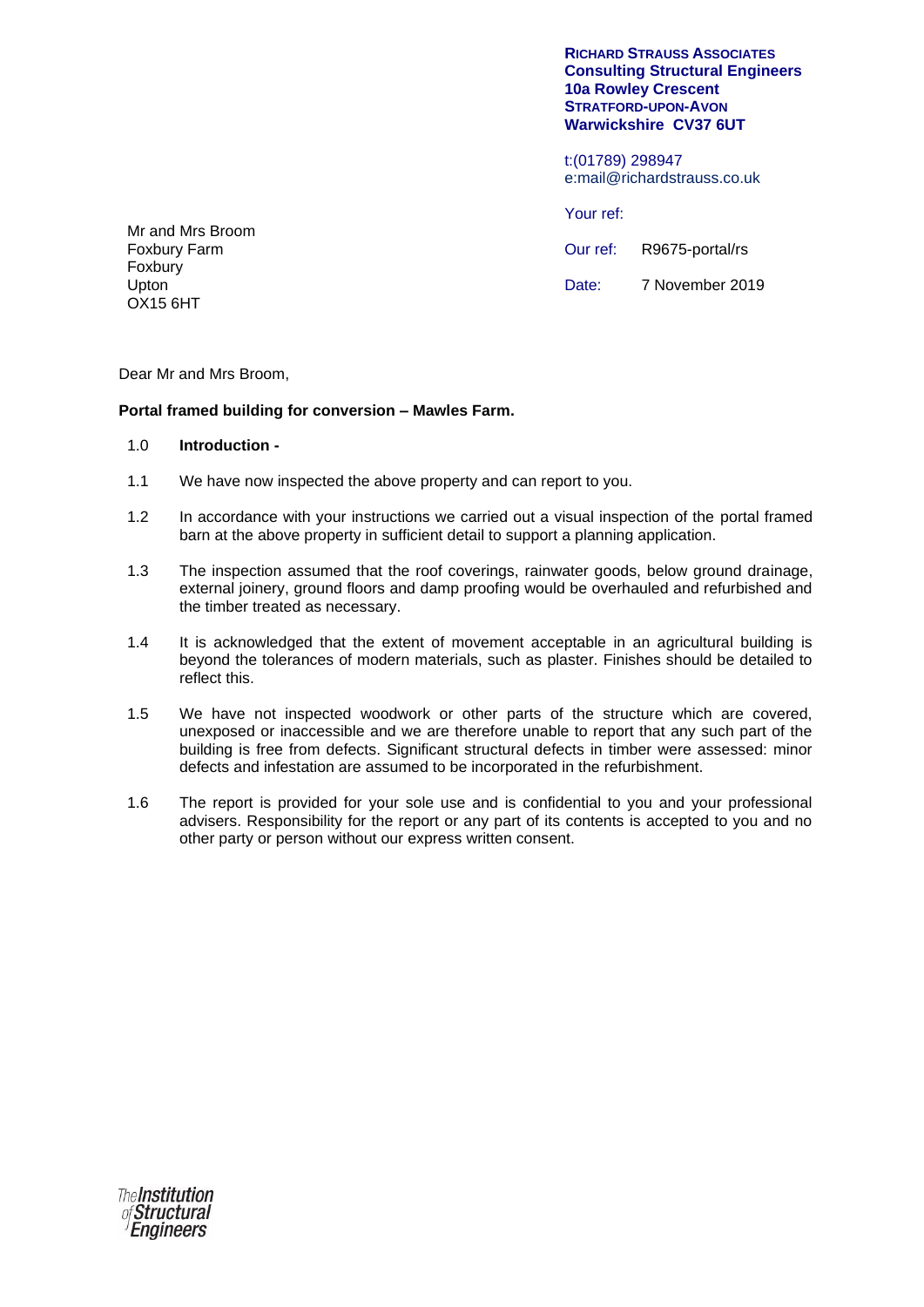**Richard Strauss Associates**
**Consulting Structural Engineers**
**10a Rowley Crescent**
**Stratford-upon-Avon**
**Warwickshire CV37 6UT**

t:(01789) 298947
e:mail@richardstrauss.co.uk

Your ref:

Our ref: R9675-portal/rs

Date: 7 November 2019

Mr and Mrs Broom
Foxbury Farm
Foxbury
Upton
OX15 6HT

Dear Mr and Mrs Broom,

**Portal framed building for conversion – Mawles Farm.**

1.0 **Introduction -**

1.1 We have now inspected the above property and can report to you.

1.2 In accordance with your instructions we carried out a visual inspection of the portal framed barn at the above property in sufficient detail to support a planning application.

1.3 The inspection assumed that the roof coverings, rainwater goods, below ground drainage, external joinery, ground floors and damp proofing would be overhauled and refurbished and the timber treated as necessary.

1.4 It is acknowledged that the extent of movement acceptable in an agricultural building is beyond the tolerances of modern materials, such as plaster. Finishes should be detailed to reflect this.

1.5 We have not inspected woodwork or other parts of the structure which are covered, unexposed or inaccessible and we are therefore unable to report that any such part of the building is free from defects. Significant structural defects in timber were assessed: minor defects and infestation are assumed to be incorporated in the refurbishment.

1.6 The report is provided for your sole use and is confidential to you and your professional advisers. Responsibility for the report or any part of its contents is accepted to you and no other party or person without our express written consent.

The Institution of Structural Engineers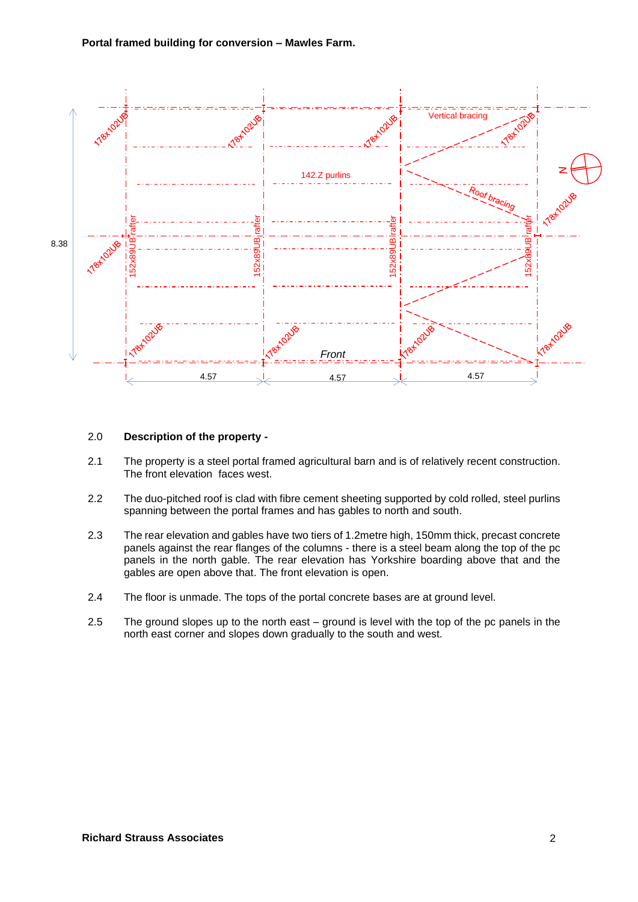**Portal framed building for conversion – Mawles Farm.**

Vertical bracing

142.Z purlins

Roof bracing

178x102UB

152x89UB rafter

8.38

Front

4.57 4.57 4.57

N

2.0 **Description of the property -**

2.1 The property is a steel portal framed agricultural barn and is of relatively recent construction. The front elevation faces west.

2.2 The duo-pitched roof is clad with fibre cement sheeting supported by cold rolled, steel purlins spanning between the portal frames and has gables to north and south.

2.3 The rear elevation and gables have two tiers of 1.2metre high, 150mm thick, precast concrete panels against the rear flanges of the columns - there is a steel beam along the top of the pc panels in the north gable. The rear elevation has Yorkshire boarding above that and the gables are open above that. The front elevation is open.

2.4 The floor is unmade. The tops of the portal concrete bases are at ground level.

2.5 The ground slopes up to the north east – ground is level with the top of the pc panels in the north east corner and slopes down gradually to the south and west.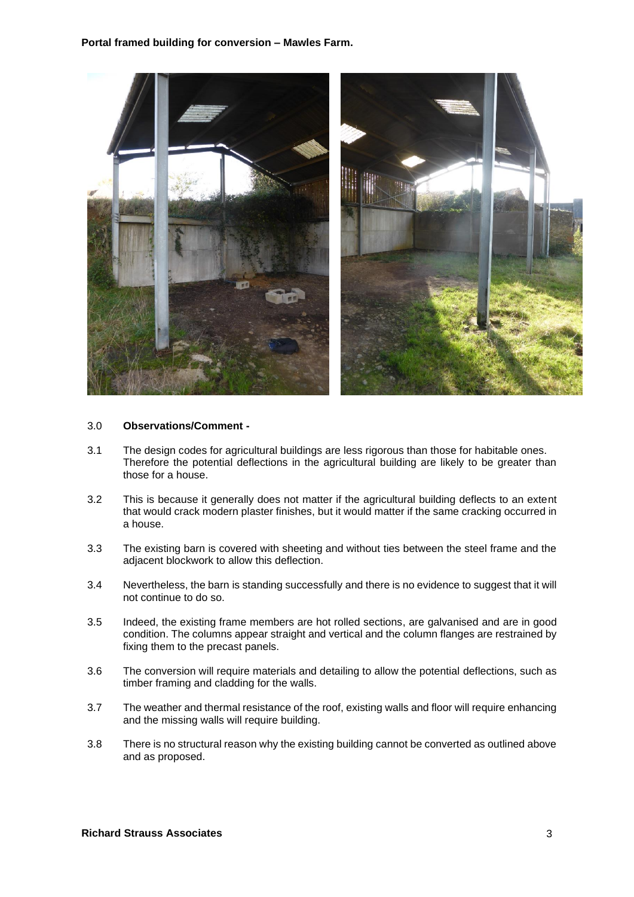**Portal framed building for conversion – Mawles Farm.**

3.0 **Observations/Comment -**

3.1 The design codes for agricultural buildings are less rigorous than those for habitable ones. Therefore the potential deflections in the agricultural building are likely to be greater than those for a house.

3.2 This is because it generally does not matter if the agricultural building deflects to an extent that would crack modern plaster finishes, but it would matter if the same cracking occurred in a house.

3.3 The existing barn is covered with sheeting and without ties between the steel frame and the adjacent blockwork to allow this deflection.

3.4 Nevertheless, the barn is standing successfully and there is no evidence to suggest that it will not continue to do so.

3.5 Indeed, the existing frame members are hot rolled sections, are galvanised and are in good condition. The columns appear straight and vertical and the column flanges are restrained by fixing them to the precast panels.

3.6 The conversion will require materials and detailing to allow the potential deflections, such as timber framing and cladding for the walls.

3.7 The weather and thermal resistance of the roof, existing walls and floor will require enhancing and the missing walls will require building.

3.8 There is no structural reason why the existing building cannot be converted as outlined above and as proposed.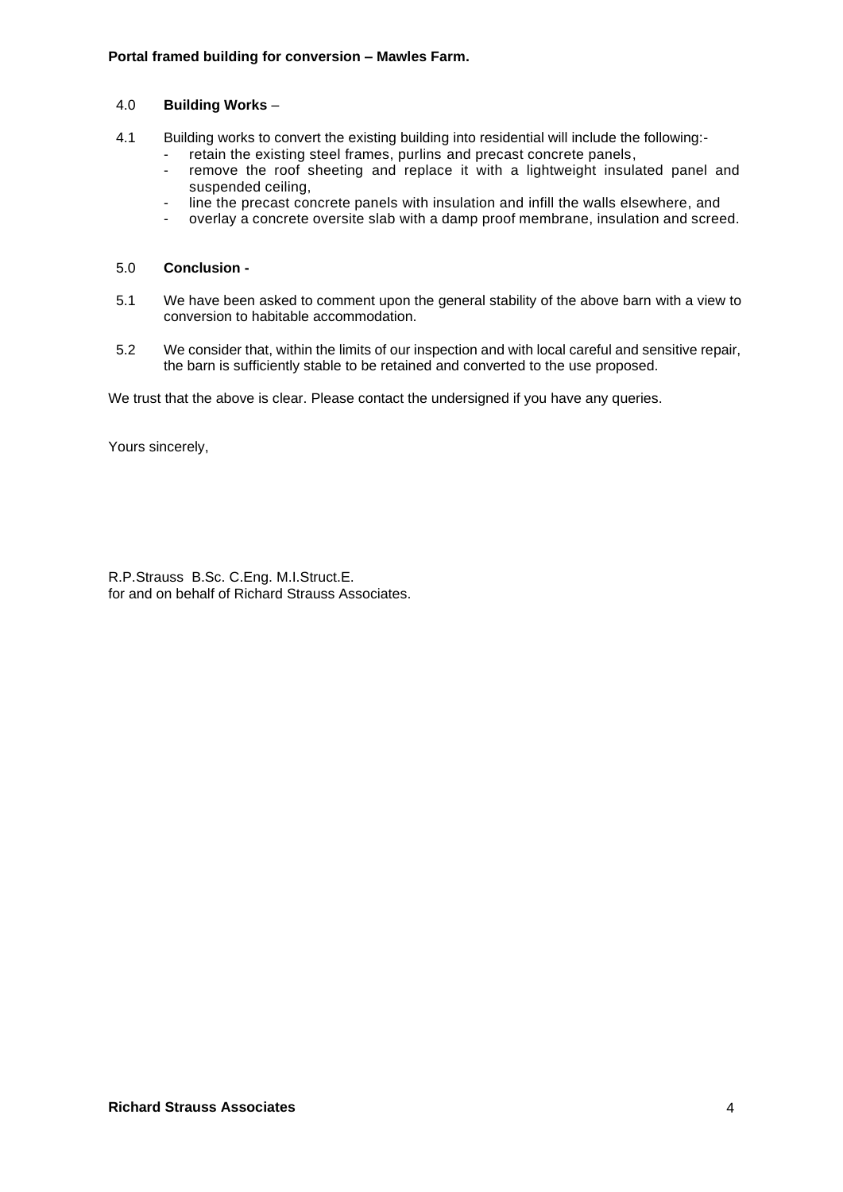## 4.0 **Building Works** –

4.1 Building works to convert the existing building into residential will include the following:-

- retain the existing steel frames, purlins and precast concrete panels,
- remove the roof sheeting and replace it with a lightweight insulated panel and suspended ceiling,
- line the precast concrete panels with insulation and infill the walls elsewhere, and
- overlay a concrete oversite slab with a damp proof membrane, insulation and screed.

## 5.0 **Conclusion -**

5.1 We have been asked to comment upon the general stability of the above barn with a view to conversion to habitable accommodation.

5.2 We consider that, within the limits of our inspection and with local careful and sensitive repair, the barn is sufficiently stable to be retained and converted to the use proposed.

We trust that the above is clear. Please contact the undersigned if you have any queries.

Yours sincerely,

R.P.Strauss B.Sc. C.Eng. M.I.Struct.E.
for and on behalf of Richard Strauss Associates.